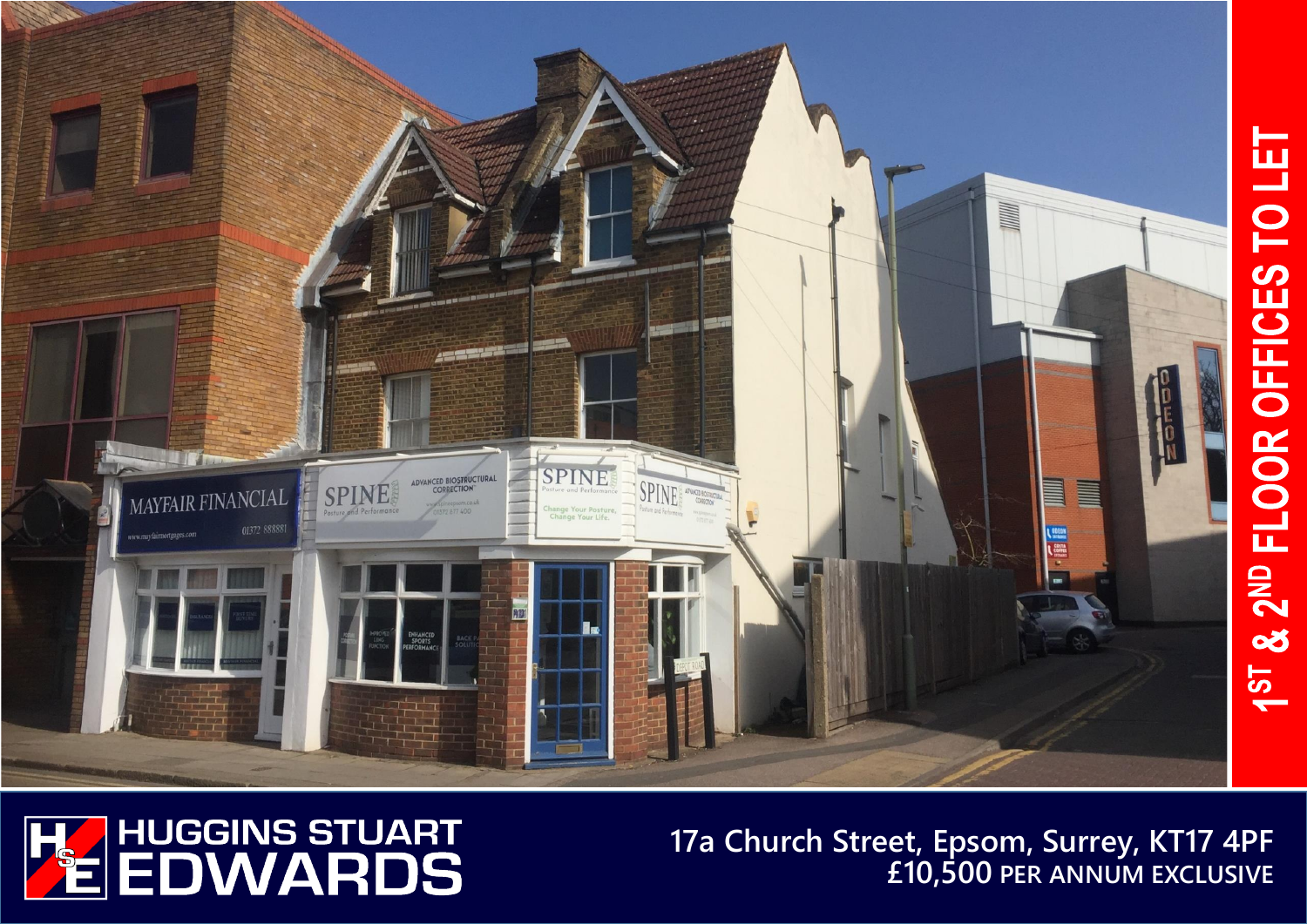# 1ST & 2ND FLOOR OFFICES TO LET

**HUGGINS STUART EDWARDS**

**17a Church Street, Epsom, Surrey, KT17 4PF**

**£10,500 PER ANNUM EXCLUSIVE**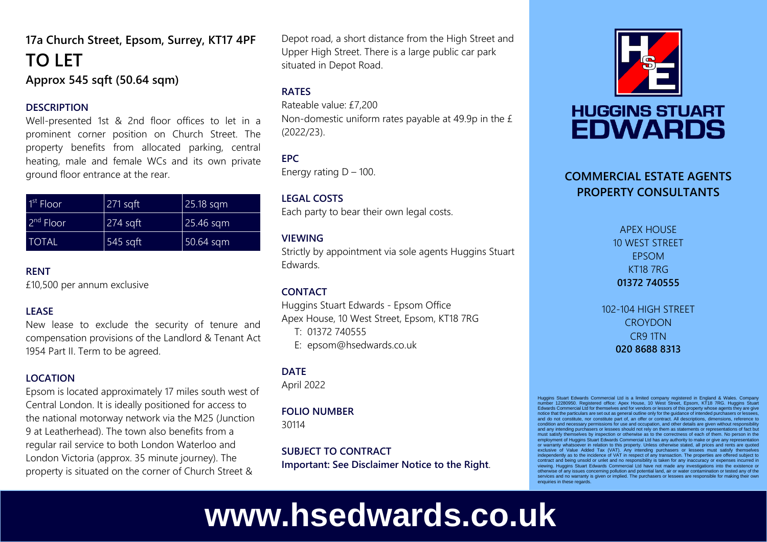## 17a Church Street, Epsom, Surrey, KT17 4PF

# TO LET

### Approx 545 sqft (50.64 sqm)

### DESCRIPTION

Well-presented 1st & 2nd floor offices to let in a prominent corner position on Church Street. The property benefits from allocated parking, central heating, male and female WCs and its own private ground floor entrance at the rear.

| 1st Floor | 271 sqft | 25.18 sqm |
| --- | --- | --- |
| 2nd Floor | 274 sqft | 25.46 sqm |
| TOTAL | 545 sqft | 50.64 sqm |

### RENT

£10,500 per annum exclusive

### LEASE

New lease to exclude the security of tenure and compensation provisions of the Landlord & Tenant Act 1954 Part II. Term to be agreed.

### LOCATION

Epsom is located approximately 17 miles south west of Central London. It is ideally positioned for access to the national motorway network via the M25 (Junction 9 at Leatherhead). The town also benefits from a regular rail service to both London Waterloo and London Victoria (approx. 35 minute journey). The property is situated on the corner of Church Street & Depot road, a short distance from the High Street and Upper High Street. There is a large public car park situated in Depot Road.

### RATES

Rateable value: £7,200

Non-domestic uniform rates payable at 49.9p in the £ (2022/23).

### EPC

Energy rating D – 100.

### LEGAL COSTS

Each party to bear their own legal costs.

### VIEWING

Strictly by appointment via sole agents Huggins Stuart Edwards.

### CONTACT

Huggins Stuart Edwards - Epsom Office
Apex House, 10 West Street, Epsom, KT18 7RG
T: 01372 740555
E: epsom@hsedwards.co.uk

### DATE

April 2022

### FOLIO NUMBER

30114

### SUBJECT TO CONTRACT

**Important: See Disclaimer Notice to the Right.**

HUGGINS STUART EDWARDS

**COMMERCIAL ESTATE AGENTS
PROPERTY CONSULTANTS**

APEX HOUSE
10 WEST STREET
EPSOM
KT18 7RG
**01372 740555**

102-104 HIGH STREET
CROYDON
CR9 1TN
**020 8688 8313**

Huggins Stuart Edwards Commercial Ltd is a limited company registered in England & Wales. Company number 12280950. Registered office: Apex House, 10 West Street, Epsom, KT18 7RG. Huggins Stuart Edwards Commercial Ltd for themselves and for vendors or lessors of this property whose agents they are give notice that the particulars are set out as general outline only for the guidance of intended purchasers or lessees, and do not constitute, nor constitute part of, an offer or contract. All descriptions, dimensions, reference to condition and necessary permissions for use and occupation, and other details are given without responsibility and any intending purchasers or lessees should not rely on them as statements or representations of fact but must satisfy themselves by inspection or otherwise as to the correctness of each of them. No person in the employment of Huggins Stuart Edwards Commercial Ltd has any authority to make or give any representation or warranty whatsoever in relation to this property. Unless otherwise stated, all prices and rents are quoted exclusive of Value Added Tax (VAT). Any intending purchasers or lessees must satisfy themselves independently as to the incidence of VAT in respect of any transaction. The properties are offered subject to contract and being unsold or unlet and no responsibility is taken for any inaccuracy or expenses incurred in viewing. Huggins Stuart Edwards Commercial Ltd have not made any investigations into the existence or otherwise of any issues concerning pollution and potential land, air or water contamination or tested any of the services and no warranty is given or implied. The purchasers or lessees are responsible for making their own enquiries in these regards.

**www.hsedwards.co.uk**